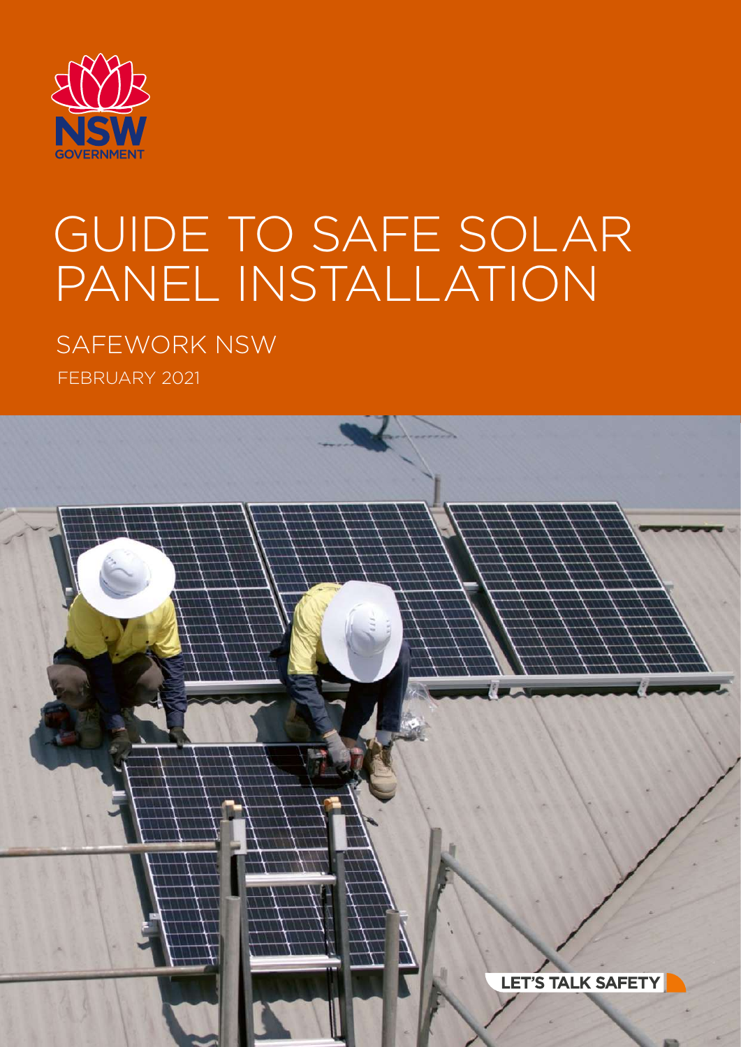NSW GOVERNMENT

# GUIDE TO SAFE SOLAR PANEL INSTALLATION

SAFEWORK NSW

FEBRUARY 2021

LET'S TALK SAFETY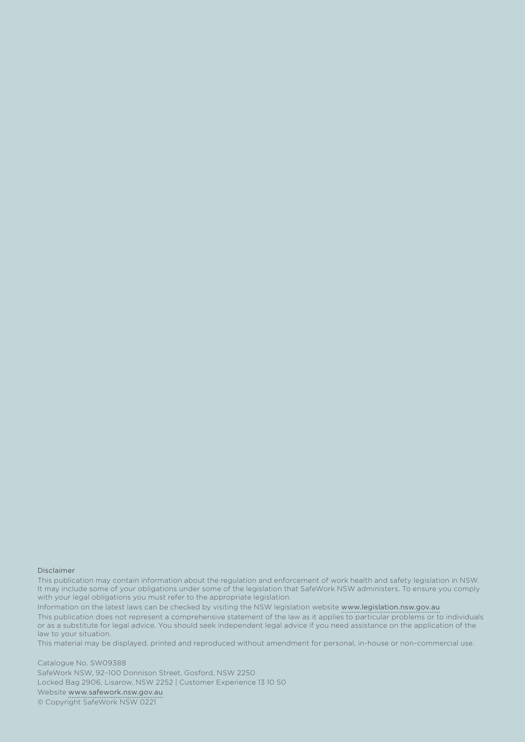Disclaimer

This publication may contain information about the regulation and enforcement of work health and safety legislation in NSW. It may include some of your obligations under some of the legislation that SafeWork NSW administers. To ensure you comply with your legal obligations you must refer to the appropriate legislation.

Information on the latest laws can be checked by visiting the NSW legislation website www.legislation.nsw.gov.au

This publication does not represent a comprehensive statement of the law as it applies to particular problems or to individuals or as a substitute for legal advice. You should seek independent legal advice if you need assistance on the application of the law to your situation.

This material may be displayed, printed and reproduced without amendment for personal, in-house or non-commercial use.

Catalogue No. SW09388
SafeWork NSW, 92–100 Donnison Street, Gosford, NSW 2250
Locked Bag 2906, Lisarow, NSW 2252 | Customer Experience 13 10 50
Website www.safework.nsw.gov.au
© Copyright SafeWork NSW 0221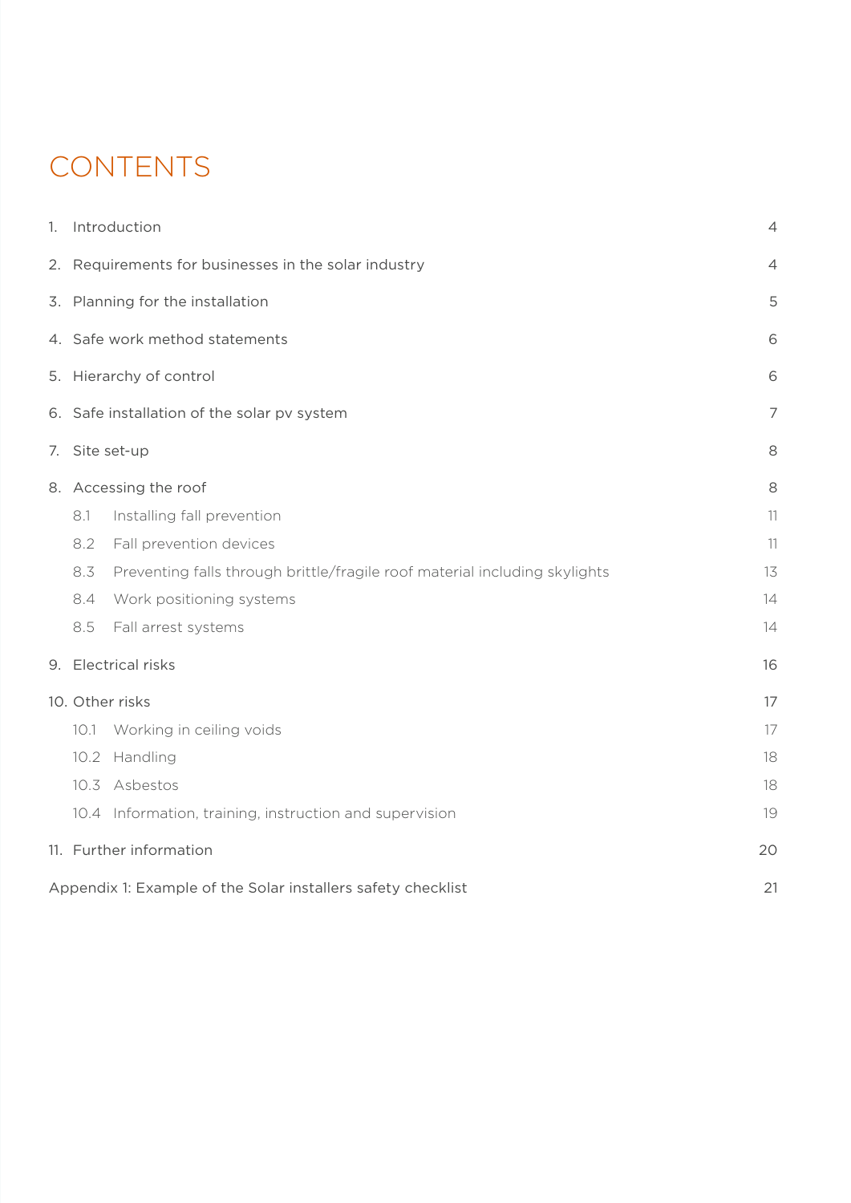# CONTENTS

| | |
|---|---|
| 1. Introduction | 4 |
| 2. Requirements for businesses in the solar industry | 4 |
| 3. Planning for the installation | 5 |
| 4. Safe work method statements | 6 |
| 5. Hierarchy of control | 6 |
| 6. Safe installation of the solar pv system | 7 |
| 7. Site set-up | 8 |
| 8. Accessing the roof | 8 |
| 8.1 Installing fall prevention | 11 |
| 8.2 Fall prevention devices | 11 |
| 8.3 Preventing falls through brittle/fragile roof material including skylights | 13 |
| 8.4 Work positioning systems | 14 |
| 8.5 Fall arrest systems | 14 |
| 9. Electrical risks | 16 |
| 10. Other risks | 17 |
| 10.1 Working in ceiling voids | 17 |
| 10.2 Handling | 18 |
| 10.3 Asbestos | 18 |
| 10.4 Information, training, instruction and supervision | 19 |
| 11. Further information | 20 |
| Appendix 1: Example of the Solar installers safety checklist | 21 |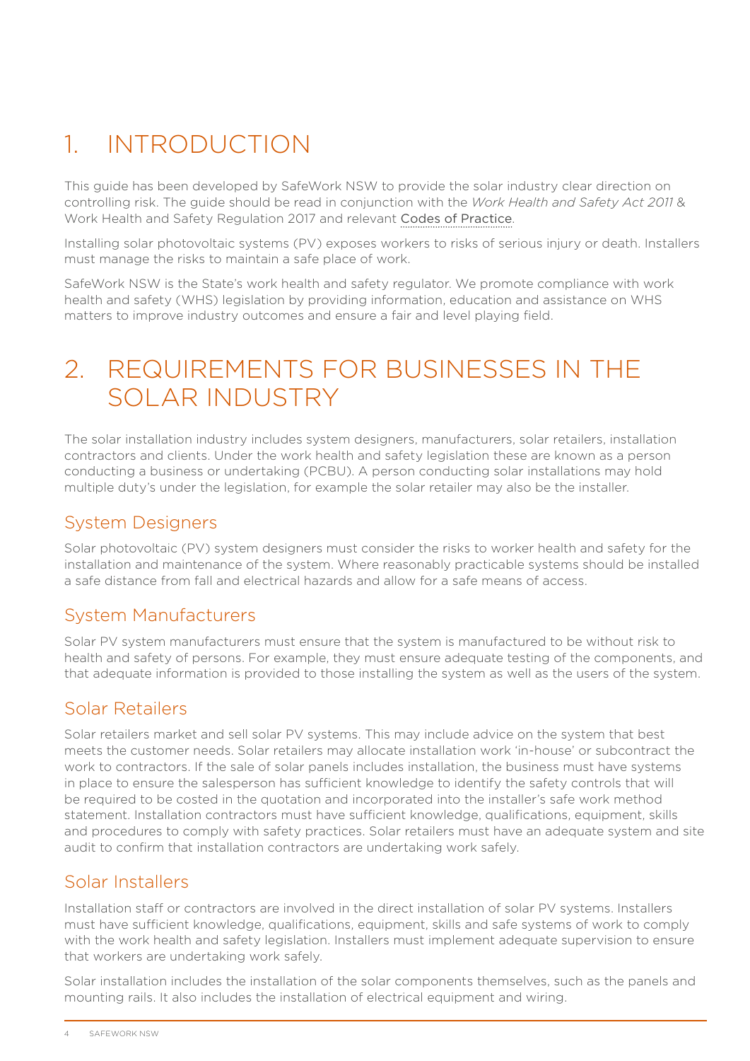# 1. INTRODUCTION

This guide has been developed by SafeWork NSW to provide the solar industry clear direction on controlling risk. The guide should be read in conjunction with the *Work Health and Safety Act 2011* & Work Health and Safety Regulation 2017 and relevant Codes of Practice.

Installing solar photovoltaic systems (PV) exposes workers to risks of serious injury or death. Installers must manage the risks to maintain a safe place of work.

SafeWork NSW is the State's work health and safety regulator. We promote compliance with work health and safety (WHS) legislation by providing information, education and assistance on WHS matters to improve industry outcomes and ensure a fair and level playing field.

# 2. REQUIREMENTS FOR BUSINESSES IN THE SOLAR INDUSTRY

The solar installation industry includes system designers, manufacturers, solar retailers, installation contractors and clients. Under the work health and safety legislation these are known as a person conducting a business or undertaking (PCBU). A person conducting solar installations may hold multiple duty's under the legislation, for example the solar retailer may also be the installer.

## System Designers

Solar photovoltaic (PV) system designers must consider the risks to worker health and safety for the installation and maintenance of the system. Where reasonably practicable systems should be installed a safe distance from fall and electrical hazards and allow for a safe means of access.

## System Manufacturers

Solar PV system manufacturers must ensure that the system is manufactured to be without risk to health and safety of persons. For example, they must ensure adequate testing of the components, and that adequate information is provided to those installing the system as well as the users of the system.

## Solar Retailers

Solar retailers market and sell solar PV systems. This may include advice on the system that best meets the customer needs. Solar retailers may allocate installation work 'in-house' or subcontract the work to contractors. If the sale of solar panels includes installation, the business must have systems in place to ensure the salesperson has sufficient knowledge to identify the safety controls that will be required to be costed in the quotation and incorporated into the installer's safe work method statement. Installation contractors must have sufficient knowledge, qualifications, equipment, skills and procedures to comply with safety practices. Solar retailers must have an adequate system and site audit to confirm that installation contractors are undertaking work safely.

## Solar Installers

Installation staff or contractors are involved in the direct installation of solar PV systems. Installers must have sufficient knowledge, qualifications, equipment, skills and safe systems of work to comply with the work health and safety legislation. Installers must implement adequate supervision to ensure that workers are undertaking work safely.

Solar installation includes the installation of the solar components themselves, such as the panels and mounting rails. It also includes the installation of electrical equipment and wiring.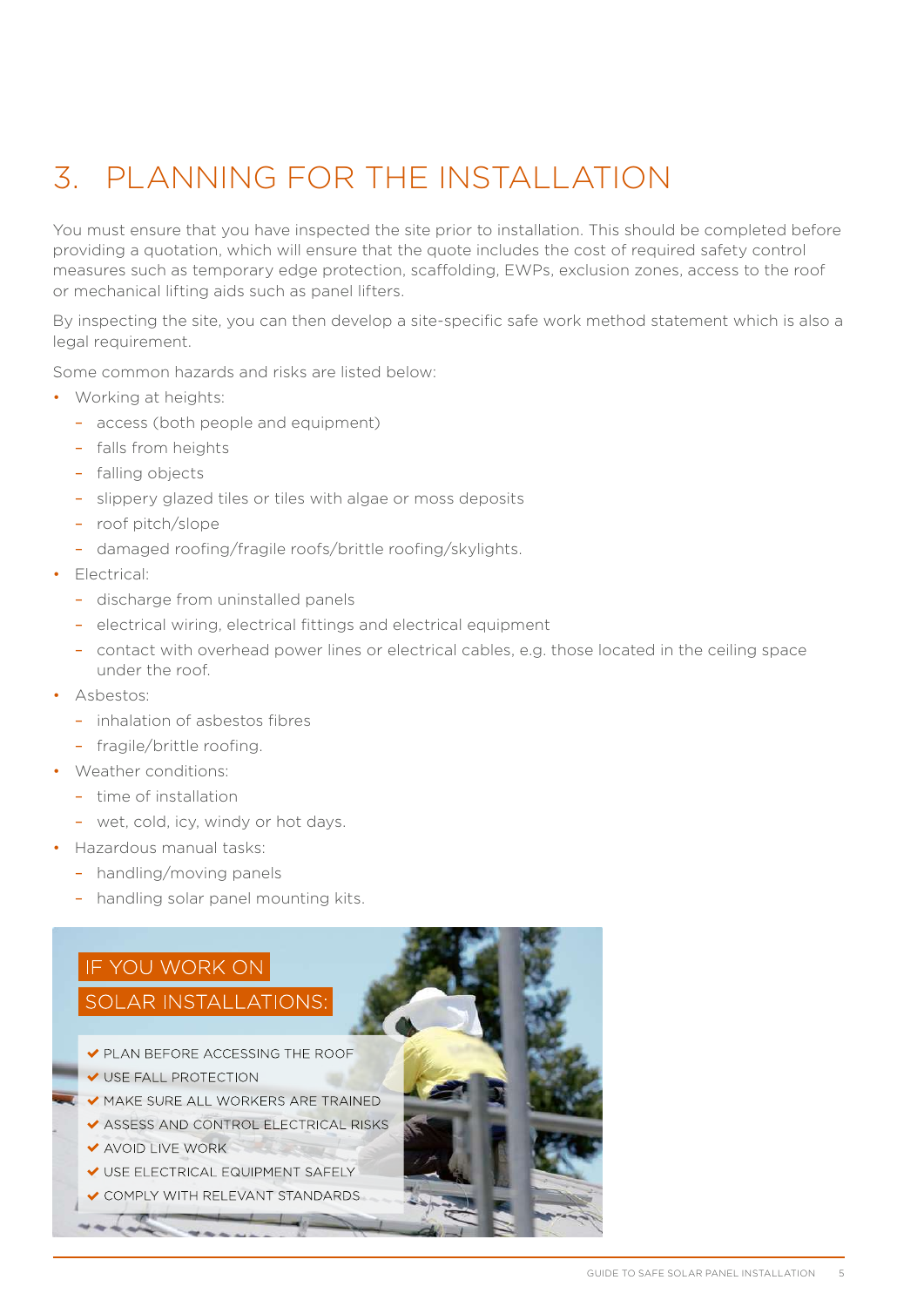# 3. PLANNING FOR THE INSTALLATION

You must ensure that you have inspected the site prior to installation. This should be completed before providing a quotation, which will ensure that the quote includes the cost of required safety control measures such as temporary edge protection, scaffolding, EWPs, exclusion zones, access to the roof or mechanical lifting aids such as panel lifters.

By inspecting the site, you can then develop a site-specific safe work method statement which is also a legal requirement.

Some common hazards and risks are listed below:

- Working at heights:
  - access (both people and equipment)
  - falls from heights
  - falling objects
  - slippery glazed tiles or tiles with algae or moss deposits
  - roof pitch/slope
  - damaged roofing/fragile roofs/brittle roofing/skylights.
- Electrical:
  - discharge from uninstalled panels
  - electrical wiring, electrical fittings and electrical equipment
  - contact with overhead power lines or electrical cables, e.g. those located in the ceiling space under the roof.
- Asbestos:
  - inhalation of asbestos fibres
  - fragile/brittle roofing.
- Weather conditions:
  - time of installation
  - wet, cold, icy, windy or hot days.
- Hazardous manual tasks:
  - handling/moving panels
  - handling solar panel mounting kits.

**IF YOU WORK ON SOLAR INSTALLATIONS:**

- ✔ PLAN BEFORE ACCESSING THE ROOF
- ✔ USE FALL PROTECTION
- ✔ MAKE SURE ALL WORKERS ARE TRAINED
- ✔ ASSESS AND CONTROL ELECTRICAL RISKS
- ✔ AVOID LIVE WORK
- ✔ USE ELECTRICAL EQUIPMENT SAFELY
- ✔ COMPLY WITH RELEVANT STANDARDS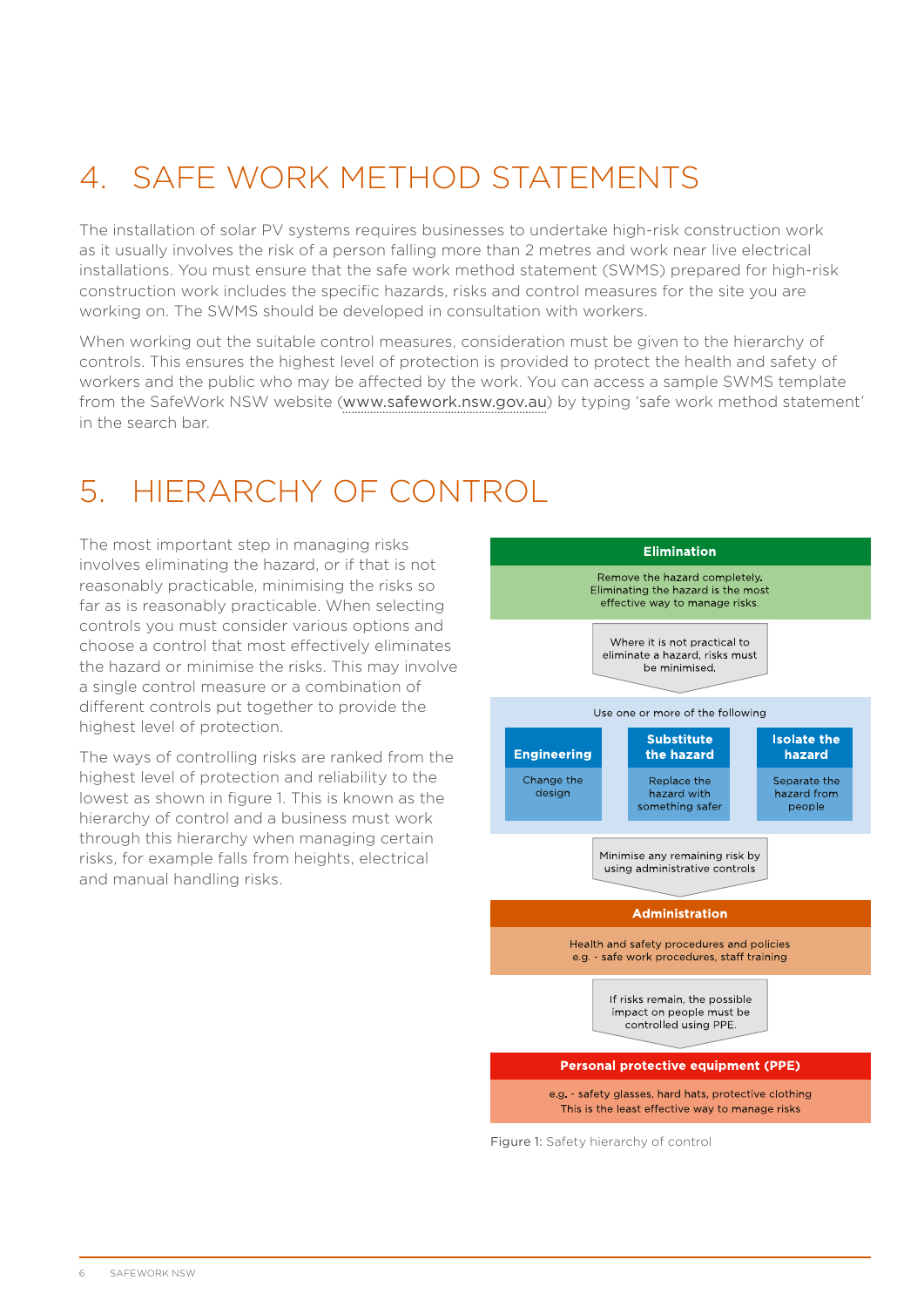# 4. SAFE WORK METHOD STATEMENTS

The installation of solar PV systems requires businesses to undertake high-risk construction work as it usually involves the risk of a person falling more than 2 metres and work near live electrical installations. You must ensure that the safe work method statement (SWMS) prepared for high-risk construction work includes the specific hazards, risks and control measures for the site you are working on. The SWMS should be developed in consultation with workers.

When working out the suitable control measures, consideration must be given to the hierarchy of controls. This ensures the highest level of protection is provided to protect the health and safety of workers and the public who may be affected by the work. You can access a sample SWMS template from the SafeWork NSW website (www.safework.nsw.gov.au) by typing 'safe work method statement' in the search bar.

# 5. HIERARCHY OF CONTROL

The most important step in managing risks involves eliminating the hazard, or if that is not reasonably practicable, minimising the risks so far as is reasonably practicable. When selecting controls you must consider various options and choose a control that most effectively eliminates the hazard or minimise the risks. This may involve a single control measure or a combination of different controls put together to provide the highest level of protection.

The ways of controlling risks are ranked from the highest level of protection and reliability to the lowest as shown in figure 1. This is known as the hierarchy of control and a business must work through this hierarchy when managing certain risks, for example falls from heights, electrical and manual handling risks.

**Elimination**

Remove the hazard completely. Eliminating the hazard is the most effective way to manage risks.

Where it is not practical to eliminate a hazard, risks must be minimised.

Use one or more of the following

| Engineering | Substitute the hazard | Isolate the hazard |
| --- | --- | --- |
| Change the design | Replace the hazard with something safer | Separate the hazard from people |

Minimise any remaining risk by using administrative controls

**Administration**

Health and safety procedures and policies e.g. - safe work procedures, staff training

If risks remain, the possible impact on people must be controlled using PPE.

**Personal protective equipment (PPE)**

e.g. - safety glasses, hard hats, protective clothing
This is the least effective way to manage risks

Figure 1: Safety hierarchy of control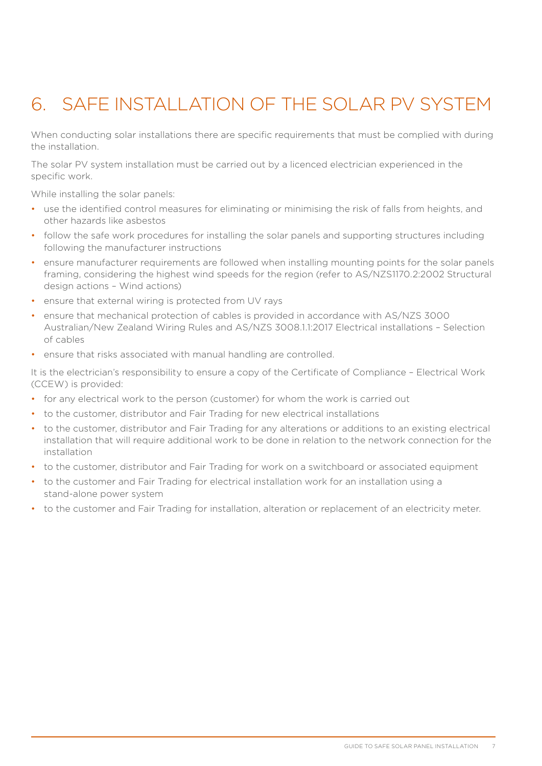# 6. SAFE INSTALLATION OF THE SOLAR PV SYSTEM

When conducting solar installations there are specific requirements that must be complied with during the installation.

The solar PV system installation must be carried out by a licenced electrician experienced in the specific work.

While installing the solar panels:

- use the identified control measures for eliminating or minimising the risk of falls from heights, and other hazards like asbestos
- follow the safe work procedures for installing the solar panels and supporting structures including following the manufacturer instructions
- ensure manufacturer requirements are followed when installing mounting points for the solar panels framing, considering the highest wind speeds for the region (refer to AS/NZS1170.2:2002 Structural design actions – Wind actions)
- ensure that external wiring is protected from UV rays
- ensure that mechanical protection of cables is provided in accordance with AS/NZS 3000 Australian/New Zealand Wiring Rules and AS/NZS 3008.1.1:2017 Electrical installations – Selection of cables
- ensure that risks associated with manual handling are controlled.

It is the electrician's responsibility to ensure a copy of the Certificate of Compliance – Electrical Work (CCEW) is provided:

- for any electrical work to the person (customer) for whom the work is carried out
- to the customer, distributor and Fair Trading for new electrical installations
- to the customer, distributor and Fair Trading for any alterations or additions to an existing electrical installation that will require additional work to be done in relation to the network connection for the installation
- to the customer, distributor and Fair Trading for work on a switchboard or associated equipment
- to the customer and Fair Trading for electrical installation work for an installation using a stand-alone power system
- to the customer and Fair Trading for installation, alteration or replacement of an electricity meter.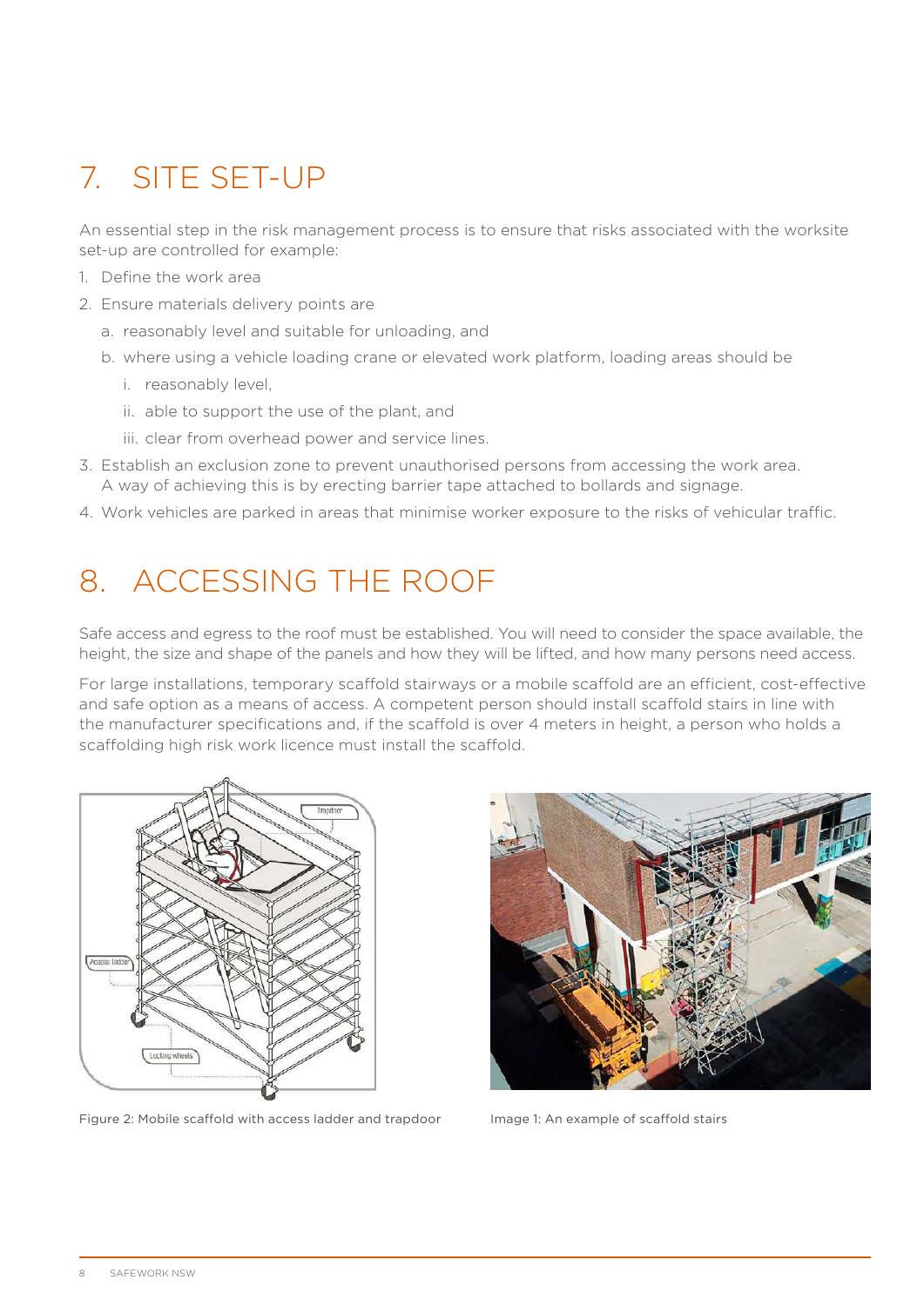# 7. SITE SET-UP

An essential step in the risk management process is to ensure that risks associated with the worksite set-up are controlled for example:

1. Define the work area
2. Ensure materials delivery points are
   a. reasonably level and suitable for unloading, and
   b. where using a vehicle loading crane or elevated work platform, loading areas should be
      i. reasonably level,
      ii. able to support the use of the plant, and
      iii. clear from overhead power and service lines.
3. Establish an exclusion zone to prevent unauthorised persons from accessing the work area. A way of achieving this is by erecting barrier tape attached to bollards and signage.
4. Work vehicles are parked in areas that minimise worker exposure to the risks of vehicular traffic.

# 8. ACCESSING THE ROOF

Safe access and egress to the roof must be established. You will need to consider the space available, the height, the size and shape of the panels and how they will be lifted, and how many persons need access.

For large installations, temporary scaffold stairways or a mobile scaffold are an efficient, cost-effective and safe option as a means of access. A competent person should install scaffold stairs in line with the manufacturer specifications and, if the scaffold is over 4 meters in height, a person who holds a scaffolding high risk work licence must install the scaffold.

Figure 2: Mobile scaffold with access ladder and trapdoor

Image 1: An example of scaffold stairs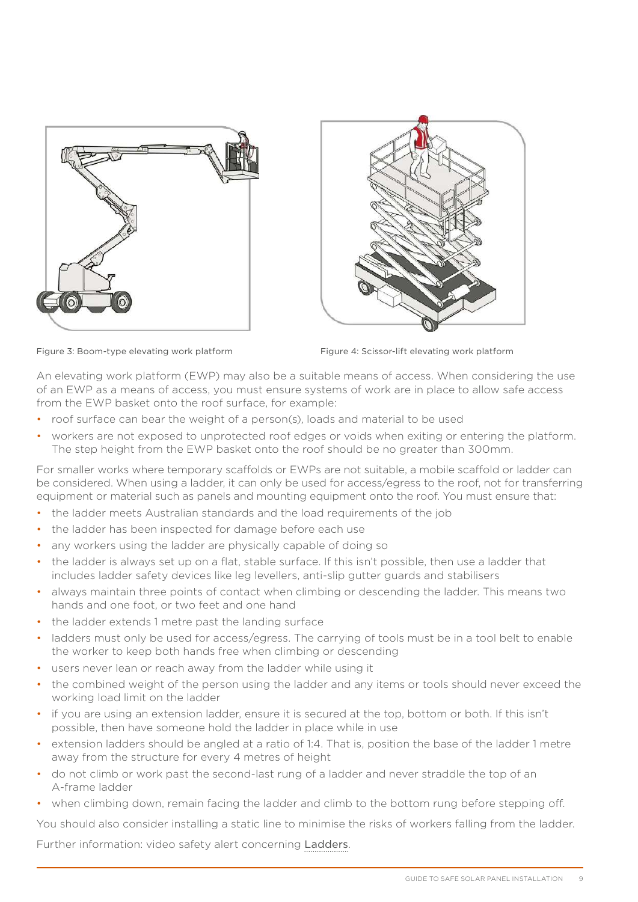Figure 3: Boom-type elevating work platform

Figure 4: Scissor-lift elevating work platform

An elevating work platform (EWP) may also be a suitable means of access. When considering the use of an EWP as a means of access, you must ensure systems of work are in place to allow safe access from the EWP basket onto the roof surface, for example:

- roof surface can bear the weight of a person(s), loads and material to be used
- workers are not exposed to unprotected roof edges or voids when exiting or entering the platform. The step height from the EWP basket onto the roof should be no greater than 300mm.

For smaller works where temporary scaffolds or EWPs are not suitable, a mobile scaffold or ladder can be considered. When using a ladder, it can only be used for access/egress to the roof, not for transferring equipment or material such as panels and mounting equipment onto the roof. You must ensure that:

- the ladder meets Australian standards and the load requirements of the job
- the ladder has been inspected for damage before each use
- any workers using the ladder are physically capable of doing so
- the ladder is always set up on a flat, stable surface. If this isn't possible, then use a ladder that includes ladder safety devices like leg levellers, anti-slip gutter guards and stabilisers
- always maintain three points of contact when climbing or descending the ladder. This means two hands and one foot, or two feet and one hand
- the ladder extends 1 metre past the landing surface
- ladders must only be used for access/egress. The carrying of tools must be in a tool belt to enable the worker to keep both hands free when climbing or descending
- users never lean or reach away from the ladder while using it
- the combined weight of the person using the ladder and any items or tools should never exceed the working load limit on the ladder
- if you are using an extension ladder, ensure it is secured at the top, bottom or both. If this isn't possible, then have someone hold the ladder in place while in use
- extension ladders should be angled at a ratio of 1:4. That is, position the base of the ladder 1 metre away from the structure for every 4 metres of height
- do not climb or work past the second-last rung of a ladder and never straddle the top of an A-frame ladder
- when climbing down, remain facing the ladder and climb to the bottom rung before stepping off.

You should also consider installing a static line to minimise the risks of workers falling from the ladder.

Further information: video safety alert concerning Ladders.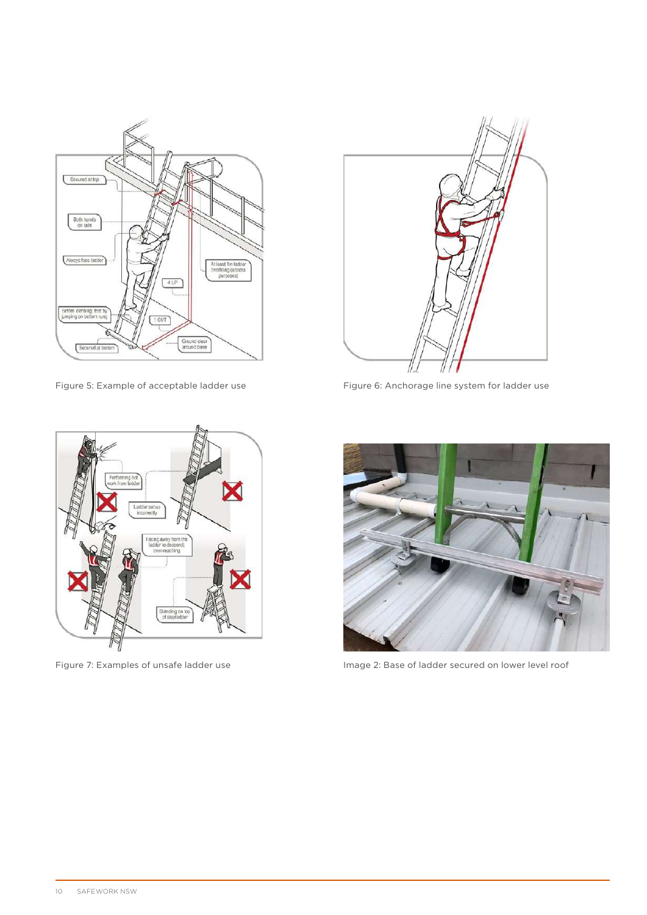Figure 5: Example of acceptable ladder use

Figure 6: Anchorage line system for ladder use

Figure 7: Examples of unsafe ladder use

Image 2: Base of ladder secured on lower level roof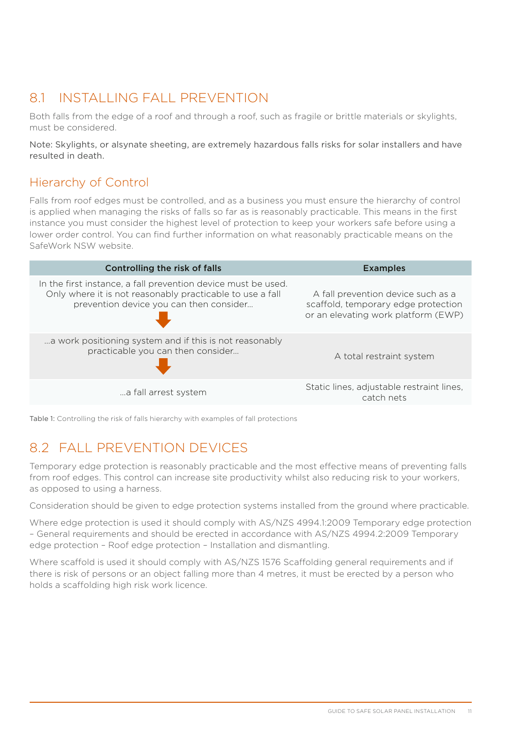## 8.1 INSTALLING FALL PREVENTION

Both falls from the edge of a roof and through a roof, such as fragile or brittle materials or skylights, must be considered.

Note: Skylights, or alsynate sheeting, are extremely hazardous falls risks for solar installers and have resulted in death.

### Hierarchy of Control

Falls from roof edges must be controlled, and as a business you must ensure the hierarchy of control is applied when managing the risks of falls so far as is reasonably practicable. This means in the first instance you must consider the highest level of protection to keep your workers safe before using a lower order control. You can find further information on what reasonably practicable means on the SafeWork NSW website.

| Controlling the risk of falls | Examples |
| --- | --- |
| In the first instance, a fall prevention device must be used. Only where it is not reasonably practicable to use a fall prevention device you can then consider… | A fall prevention device such as a scaffold, temporary edge protection or an elevating work platform (EWP) |
| …a work positioning system and if this is not reasonably practicable you can then consider… | A total restraint system |
| …a fall arrest system | Static lines, adjustable restraint lines, catch nets |

Table 1: Controlling the risk of falls hierarchy with examples of fall protections

## 8.2 FALL PREVENTION DEVICES

Temporary edge protection is reasonably practicable and the most effective means of preventing falls from roof edges. This control can increase site productivity whilst also reducing risk to your workers, as opposed to using a harness.

Consideration should be given to edge protection systems installed from the ground where practicable.

Where edge protection is used it should comply with AS/NZS 4994.1:2009 Temporary edge protection – General requirements and should be erected in accordance with AS/NZS 4994.2:2009 Temporary edge protection – Roof edge protection – Installation and dismantling.

Where scaffold is used it should comply with AS/NZS 1576 Scaffolding general requirements and if there is risk of persons or an object falling more than 4 metres, it must be erected by a person who holds a scaffolding high risk work licence.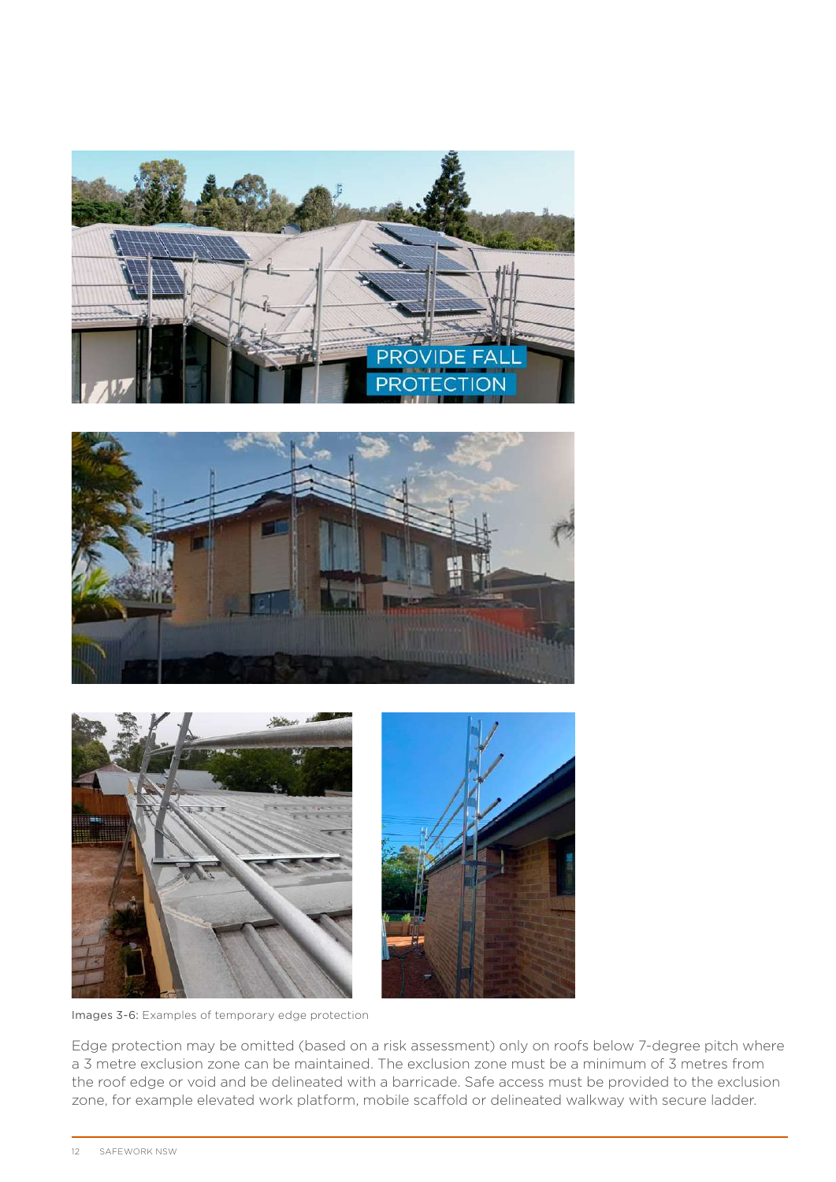Images 3-6: Examples of temporary edge protection

Edge protection may be omitted (based on a risk assessment) only on roofs below 7-degree pitch where a 3 metre exclusion zone can be maintained. The exclusion zone must be a minimum of 3 metres from the roof edge or void and be delineated with a barricade. Safe access must be provided to the exclusion zone, for example elevated work platform, mobile scaffold or delineated walkway with secure ladder.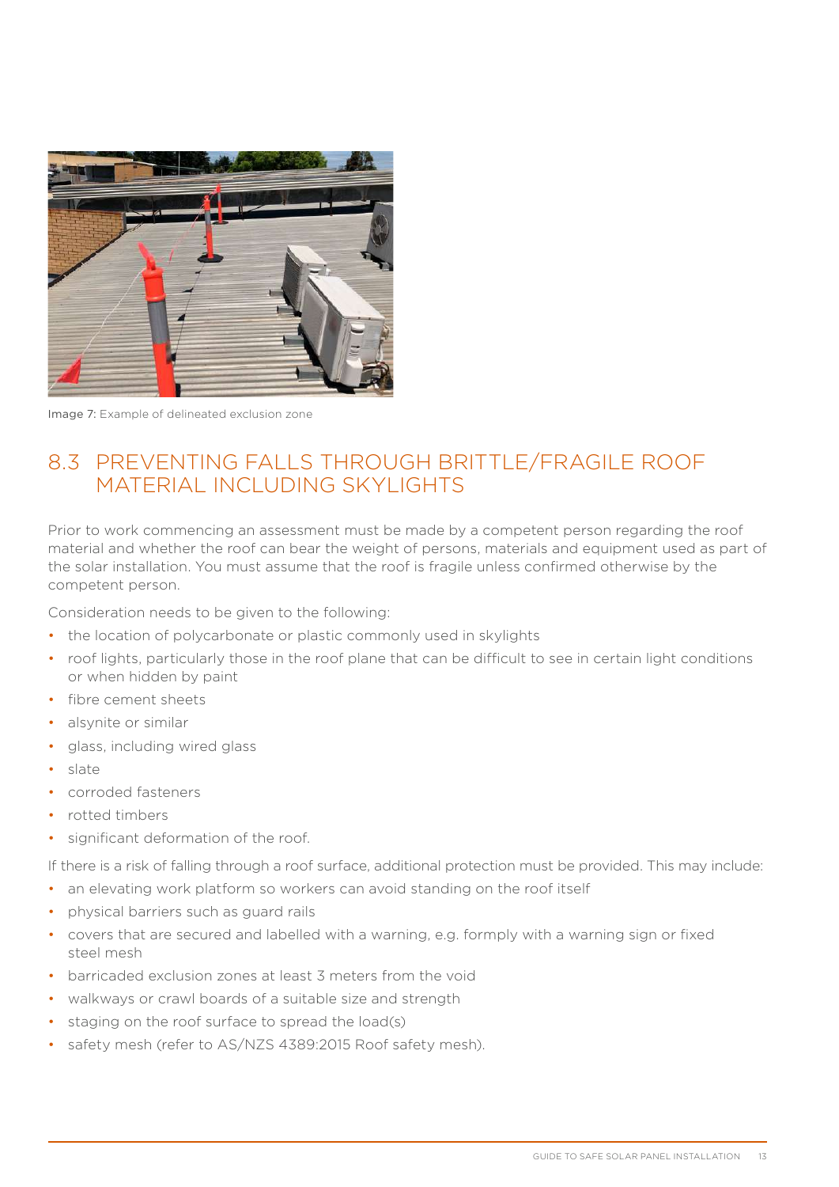Image 7: Example of delineated exclusion zone

## 8.3 PREVENTING FALLS THROUGH BRITTLE/FRAGILE ROOF MATERIAL INCLUDING SKYLIGHTS

Prior to work commencing an assessment must be made by a competent person regarding the roof material and whether the roof can bear the weight of persons, materials and equipment used as part of the solar installation. You must assume that the roof is fragile unless confirmed otherwise by the competent person.

Consideration needs to be given to the following:

- the location of polycarbonate or plastic commonly used in skylights
- roof lights, particularly those in the roof plane that can be difficult to see in certain light conditions or when hidden by paint
- fibre cement sheets
- alsynite or similar
- glass, including wired glass
- slate
- corroded fasteners
- rotted timbers
- significant deformation of the roof.

If there is a risk of falling through a roof surface, additional protection must be provided. This may include:

- an elevating work platform so workers can avoid standing on the roof itself
- physical barriers such as guard rails
- covers that are secured and labelled with a warning, e.g. formply with a warning sign or fixed steel mesh
- barricaded exclusion zones at least 3 meters from the void
- walkways or crawl boards of a suitable size and strength
- staging on the roof surface to spread the load(s)
- safety mesh (refer to AS/NZS 4389:2015 Roof safety mesh).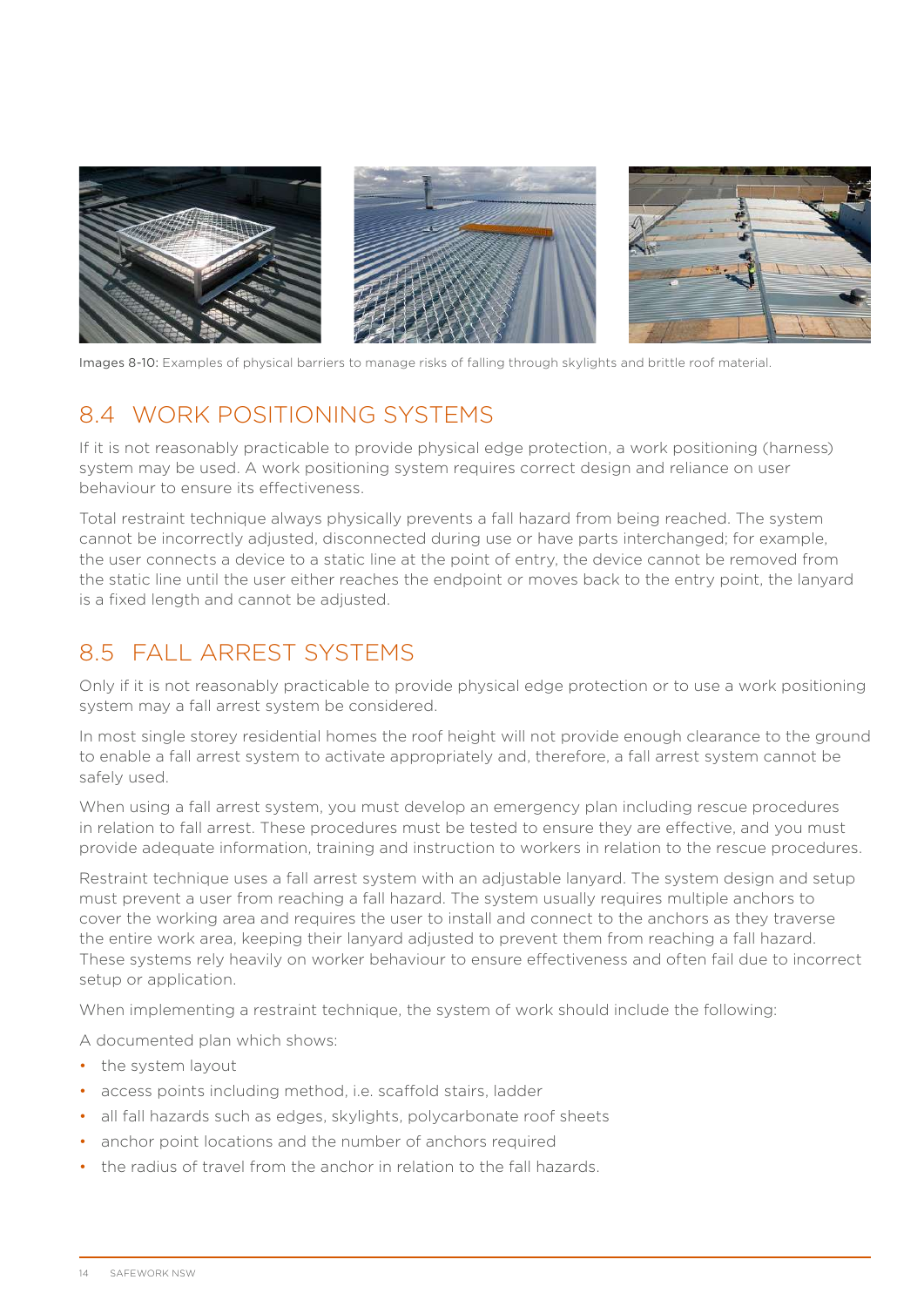Images 8-10: Examples of physical barriers to manage risks of falling through skylights and brittle roof material.

## 8.4 WORK POSITIONING SYSTEMS

If it is not reasonably practicable to provide physical edge protection, a work positioning (harness) system may be used. A work positioning system requires correct design and reliance on user behaviour to ensure its effectiveness.

Total restraint technique always physically prevents a fall hazard from being reached. The system cannot be incorrectly adjusted, disconnected during use or have parts interchanged; for example, the user connects a device to a static line at the point of entry, the device cannot be removed from the static line until the user either reaches the endpoint or moves back to the entry point, the lanyard is a fixed length and cannot be adjusted.

## 8.5 FALL ARREST SYSTEMS

Only if it is not reasonably practicable to provide physical edge protection or to use a work positioning system may a fall arrest system be considered.

In most single storey residential homes the roof height will not provide enough clearance to the ground to enable a fall arrest system to activate appropriately and, therefore, a fall arrest system cannot be safely used.

When using a fall arrest system, you must develop an emergency plan including rescue procedures in relation to fall arrest. These procedures must be tested to ensure they are effective, and you must provide adequate information, training and instruction to workers in relation to the rescue procedures.

Restraint technique uses a fall arrest system with an adjustable lanyard. The system design and setup must prevent a user from reaching a fall hazard. The system usually requires multiple anchors to cover the working area and requires the user to install and connect to the anchors as they traverse the entire work area, keeping their lanyard adjusted to prevent them from reaching a fall hazard. These systems rely heavily on worker behaviour to ensure effectiveness and often fail due to incorrect setup or application.

When implementing a restraint technique, the system of work should include the following:

A documented plan which shows:

- the system layout
- access points including method, i.e. scaffold stairs, ladder
- all fall hazards such as edges, skylights, polycarbonate roof sheets
- anchor point locations and the number of anchors required
- the radius of travel from the anchor in relation to the fall hazards.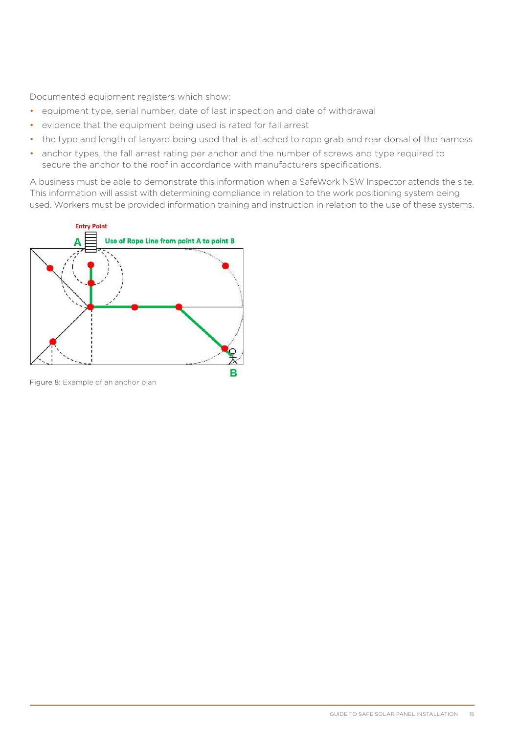Documented equipment registers which show:

- equipment type, serial number, date of last inspection and date of withdrawal
- evidence that the equipment being used is rated for fall arrest
- the type and length of lanyard being used that is attached to rope grab and rear dorsal of the harness
- anchor types, the fall arrest rating per anchor and the number of screws and type required to secure the anchor to the roof in accordance with manufacturers specifications.

A business must be able to demonstrate this information when a SafeWork NSW Inspector attends the site. This information will assist with determining compliance in relation to the work positioning system being used. Workers must be provided information training and instruction in relation to the use of these systems.

Figure 8: Example of an anchor plan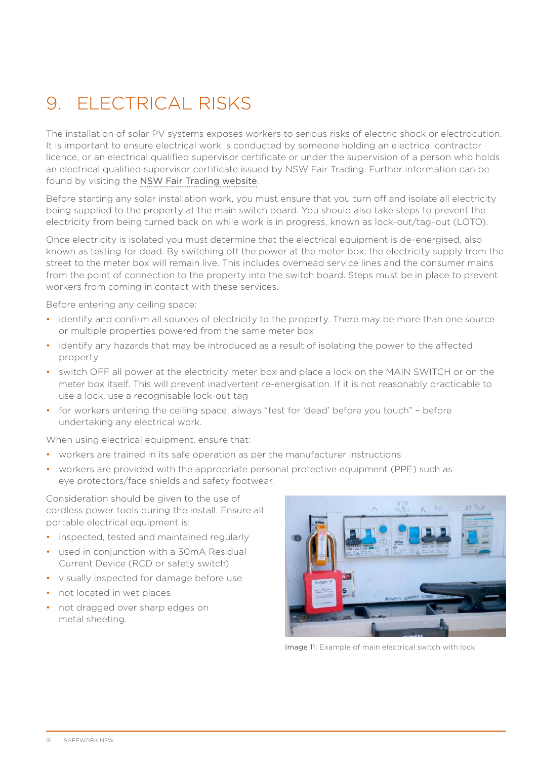# 9. ELECTRICAL RISKS

The installation of solar PV systems exposes workers to serious risks of electric shock or electrocution. It is important to ensure electrical work is conducted by someone holding an electrical contractor licence, or an electrical qualified supervisor certificate or under the supervision of a person who holds an electrical qualified supervisor certificate issued by NSW Fair Trading. Further information can be found by visiting the NSW Fair Trading website.

Before starting any solar installation work, you must ensure that you turn off and isolate all electricity being supplied to the property at the main switch board. You should also take steps to prevent the electricity from being turned back on while work is in progress, known as lock-out/tag-out (LOTO).

Once electricity is isolated you must determine that the electrical equipment is de-energised, also known as testing for dead. By switching off the power at the meter box, the electricity supply from the street to the meter box will remain live. This includes overhead service lines and the consumer mains from the point of connection to the property into the switch board. Steps must be in place to prevent workers from coming in contact with these services.

Before entering any ceiling space:

- identify and confirm all sources of electricity to the property. There may be more than one source or multiple properties powered from the same meter box
- identify any hazards that may be introduced as a result of isolating the power to the affected property
- switch OFF all power at the electricity meter box and place a lock on the MAIN SWITCH or on the meter box itself. This will prevent inadvertent re-energisation. If it is not reasonably practicable to use a lock, use a recognisable lock-out tag
- for workers entering the ceiling space, always "test for 'dead' before you touch" – before undertaking any electrical work.

When using electrical equipment, ensure that:

- workers are trained in its safe operation as per the manufacturer instructions
- workers are provided with the appropriate personal protective equipment (PPE) such as eye protectors/face shields and safety footwear.

Consideration should be given to the use of cordless power tools during the install. Ensure all portable electrical equipment is:

- inspected, tested and maintained regularly
- used in conjunction with a 30mA Residual Current Device (RCD or safety switch)
- visually inspected for damage before use
- not located in wet places
- not dragged over sharp edges on metal sheeting.

Image 11: Example of main electrical switch with lock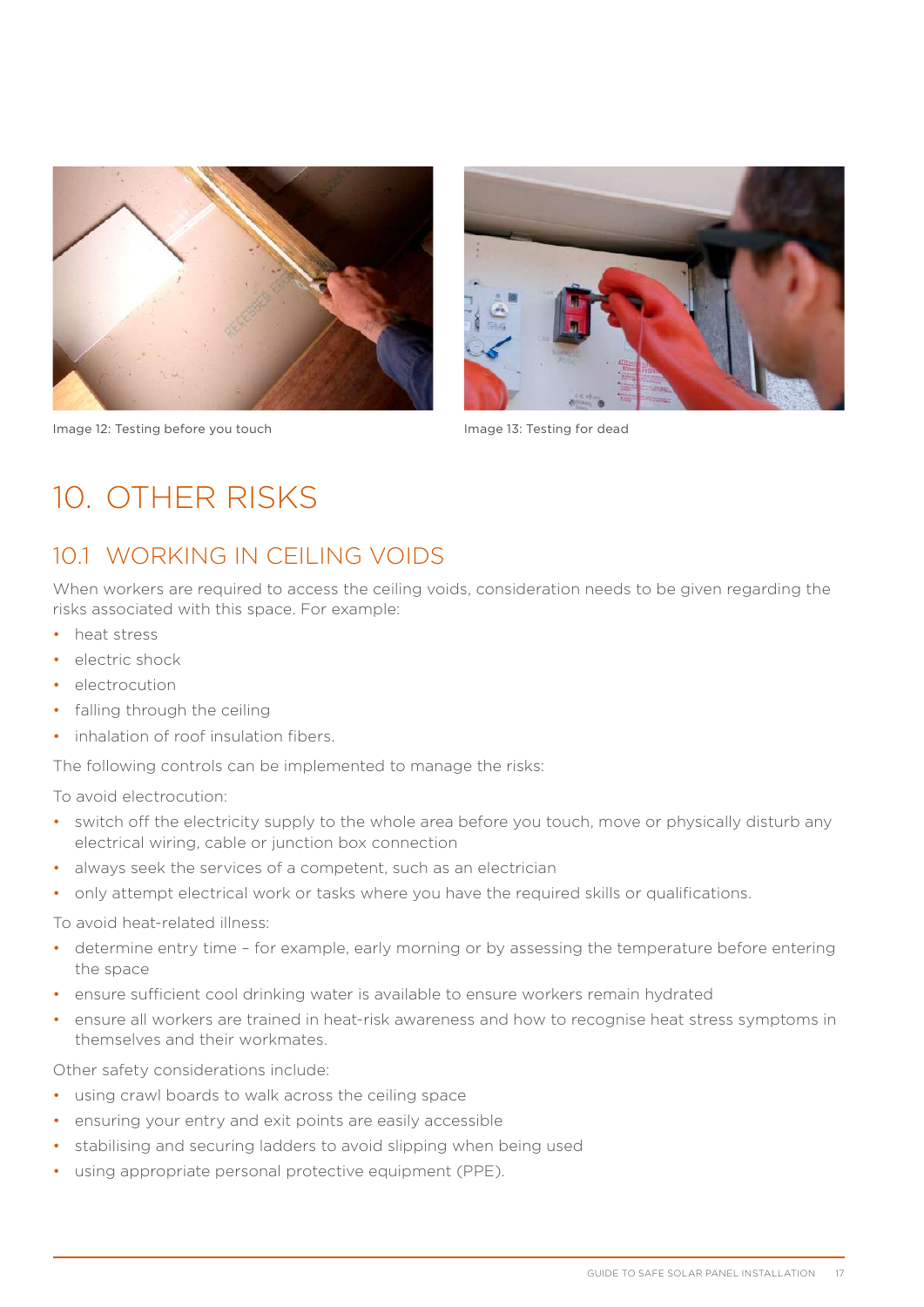Image 12: Testing before you touch

Image 13: Testing for dead

# 10. OTHER RISKS

## 10.1 WORKING IN CEILING VOIDS

When workers are required to access the ceiling voids, consideration needs to be given regarding the risks associated with this space. For example:

- heat stress
- electric shock
- electrocution
- falling through the ceiling
- inhalation of roof insulation fibers.

The following controls can be implemented to manage the risks:

To avoid electrocution:

- switch off the electricity supply to the whole area before you touch, move or physically disturb any electrical wiring, cable or junction box connection
- always seek the services of a competent, such as an electrician
- only attempt electrical work or tasks where you have the required skills or qualifications.

To avoid heat-related illness:

- determine entry time – for example, early morning or by assessing the temperature before entering the space
- ensure sufficient cool drinking water is available to ensure workers remain hydrated
- ensure all workers are trained in heat-risk awareness and how to recognise heat stress symptoms in themselves and their workmates.

Other safety considerations include:

- using crawl boards to walk across the ceiling space
- ensuring your entry and exit points are easily accessible
- stabilising and securing ladders to avoid slipping when being used
- using appropriate personal protective equipment (PPE).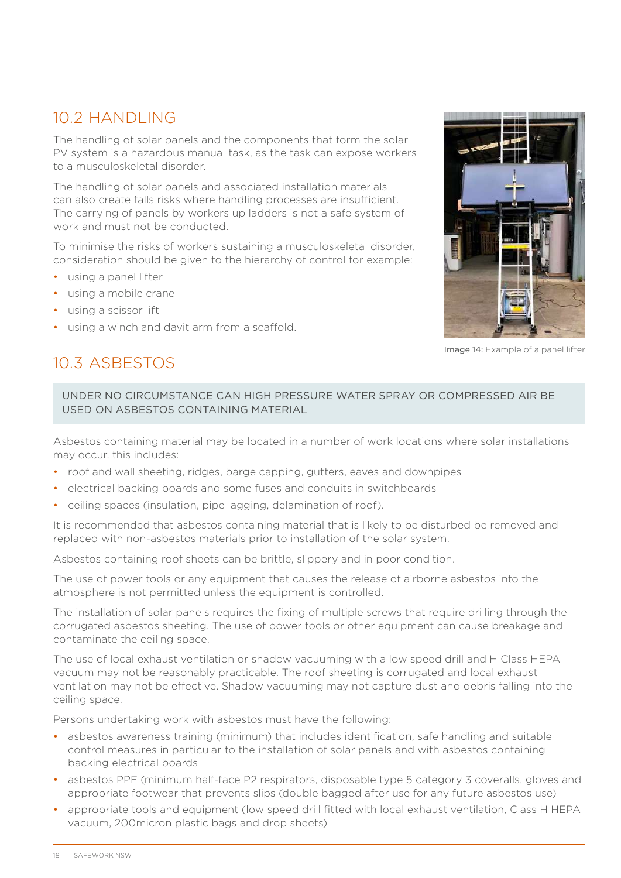## 10.2 HANDLING

The handling of solar panels and the components that form the solar PV system is a hazardous manual task, as the task can expose workers to a musculoskeletal disorder.

The handling of solar panels and associated installation materials can also create falls risks where handling processes are insufficient. The carrying of panels by workers up ladders is not a safe system of work and must not be conducted.

To minimise the risks of workers sustaining a musculoskeletal disorder, consideration should be given to the hierarchy of control for example:

- using a panel lifter
- using a mobile crane
- using a scissor lift
- using a winch and davit arm from a scaffold.

Image 14: Example of a panel lifter

## 10.3 ASBESTOS

UNDER NO CIRCUMSTANCE CAN HIGH PRESSURE WATER SPRAY OR COMPRESSED AIR BE USED ON ASBESTOS CONTAINING MATERIAL

Asbestos containing material may be located in a number of work locations where solar installations may occur, this includes:

- roof and wall sheeting, ridges, barge capping, gutters, eaves and downpipes
- electrical backing boards and some fuses and conduits in switchboards
- ceiling spaces (insulation, pipe lagging, delamination of roof).

It is recommended that asbestos containing material that is likely to be disturbed be removed and replaced with non-asbestos materials prior to installation of the solar system.

Asbestos containing roof sheets can be brittle, slippery and in poor condition.

The use of power tools or any equipment that causes the release of airborne asbestos into the atmosphere is not permitted unless the equipment is controlled.

The installation of solar panels requires the fixing of multiple screws that require drilling through the corrugated asbestos sheeting. The use of power tools or other equipment can cause breakage and contaminate the ceiling space.

The use of local exhaust ventilation or shadow vacuuming with a low speed drill and H Class HEPA vacuum may not be reasonably practicable. The roof sheeting is corrugated and local exhaust ventilation may not be effective. Shadow vacuuming may not capture dust and debris falling into the ceiling space.

Persons undertaking work with asbestos must have the following:

- asbestos awareness training (minimum) that includes identification, safe handling and suitable control measures in particular to the installation of solar panels and with asbestos containing backing electrical boards
- asbestos PPE (minimum half-face P2 respirators, disposable type 5 category 3 coveralls, gloves and appropriate footwear that prevents slips (double bagged after use for any future asbestos use)
- appropriate tools and equipment (low speed drill fitted with local exhaust ventilation, Class H HEPA vacuum, 200micron plastic bags and drop sheets)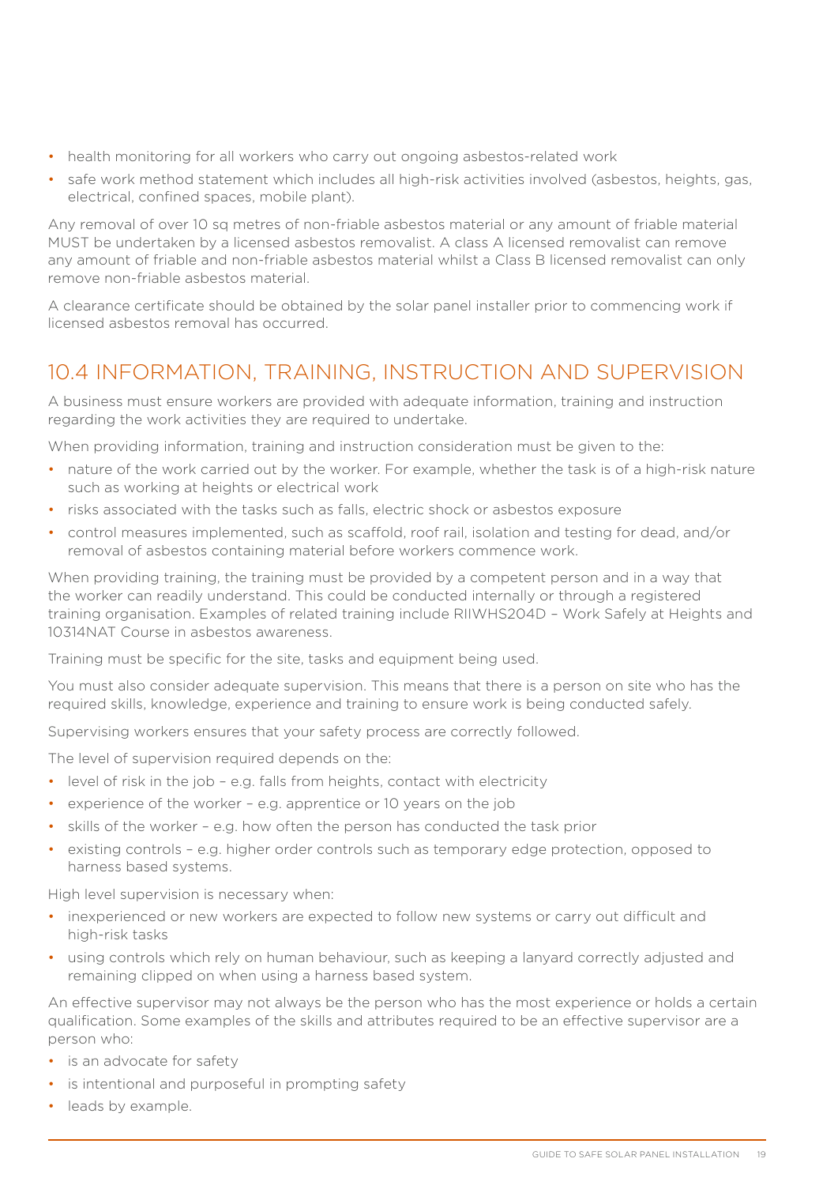- health monitoring for all workers who carry out ongoing asbestos-related work
- safe work method statement which includes all high-risk activities involved (asbestos, heights, gas, electrical, confined spaces, mobile plant).

Any removal of over 10 sq metres of non-friable asbestos material or any amount of friable material MUST be undertaken by a licensed asbestos removalist. A class A licensed removalist can remove any amount of friable and non-friable asbestos material whilst a Class B licensed removalist can only remove non-friable asbestos material.

A clearance certificate should be obtained by the solar panel installer prior to commencing work if licensed asbestos removal has occurred.

## 10.4 INFORMATION, TRAINING, INSTRUCTION AND SUPERVISION

A business must ensure workers are provided with adequate information, training and instruction regarding the work activities they are required to undertake.

When providing information, training and instruction consideration must be given to the:

- nature of the work carried out by the worker. For example, whether the task is of a high-risk nature such as working at heights or electrical work
- risks associated with the tasks such as falls, electric shock or asbestos exposure
- control measures implemented, such as scaffold, roof rail, isolation and testing for dead, and/or removal of asbestos containing material before workers commence work.

When providing training, the training must be provided by a competent person and in a way that the worker can readily understand. This could be conducted internally or through a registered training organisation. Examples of related training include RIIWHS204D – Work Safely at Heights and 10314NAT Course in asbestos awareness.

Training must be specific for the site, tasks and equipment being used.

You must also consider adequate supervision. This means that there is a person on site who has the required skills, knowledge, experience and training to ensure work is being conducted safely.

Supervising workers ensures that your safety process are correctly followed.

The level of supervision required depends on the:

- level of risk in the job – e.g. falls from heights, contact with electricity
- experience of the worker – e.g. apprentice or 10 years on the job
- skills of the worker – e.g. how often the person has conducted the task prior
- existing controls – e.g. higher order controls such as temporary edge protection, opposed to harness based systems.

High level supervision is necessary when:

- inexperienced or new workers are expected to follow new systems or carry out difficult and high-risk tasks
- using controls which rely on human behaviour, such as keeping a lanyard correctly adjusted and remaining clipped on when using a harness based system.

An effective supervisor may not always be the person who has the most experience or holds a certain qualification. Some examples of the skills and attributes required to be an effective supervisor are a person who:

- is an advocate for safety
- is intentional and purposeful in prompting safety
- leads by example.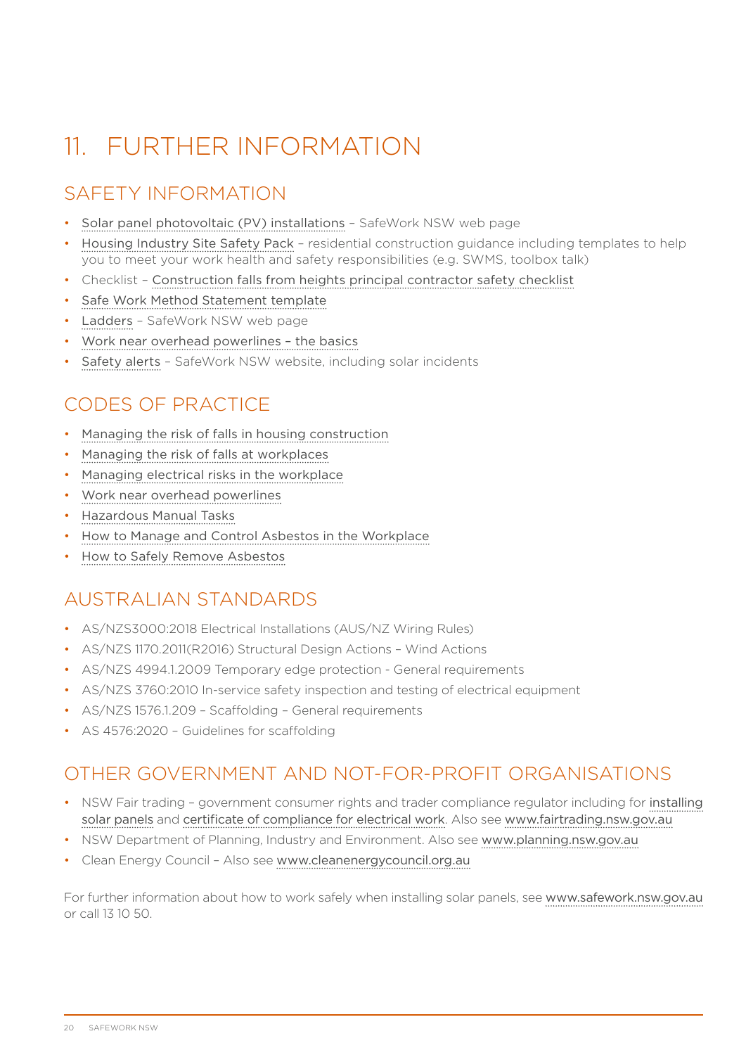# 11. FURTHER INFORMATION

## SAFETY INFORMATION

- Solar panel photovoltaic (PV) installations – SafeWork NSW web page
- Housing Industry Site Safety Pack – residential construction guidance including templates to help you to meet your work health and safety responsibilities (e.g. SWMS, toolbox talk)
- Checklist – Construction falls from heights principal contractor safety checklist
- Safe Work Method Statement template
- Ladders – SafeWork NSW web page
- Work near overhead powerlines – the basics
- Safety alerts – SafeWork NSW website, including solar incidents

## CODES OF PRACTICE

- Managing the risk of falls in housing construction
- Managing the risk of falls at workplaces
- Managing electrical risks in the workplace
- Work near overhead powerlines
- Hazardous Manual Tasks
- How to Manage and Control Asbestos in the Workplace
- How to Safely Remove Asbestos

## AUSTRALIAN STANDARDS

- AS/NZS3000:2018 Electrical Installations (AUS/NZ Wiring Rules)
- AS/NZS 1170.2011(R2016) Structural Design Actions – Wind Actions
- AS/NZS 4994.1.2009 Temporary edge protection - General requirements
- AS/NZS 3760:2010 In-service safety inspection and testing of electrical equipment
- AS/NZS 1576.1.209 – Scaffolding – General requirements
- AS 4576:2020 – Guidelines for scaffolding

## OTHER GOVERNMENT AND NOT-FOR-PROFIT ORGANISATIONS

- NSW Fair trading – government consumer rights and trader compliance regulator including for installing solar panels and certificate of compliance for electrical work. Also see www.fairtrading.nsw.gov.au
- NSW Department of Planning, Industry and Environment. Also see www.planning.nsw.gov.au
- Clean Energy Council – Also see www.cleanenergycouncil.org.au

For further information about how to work safely when installing solar panels, see www.safework.nsw.gov.au or call 13 10 50.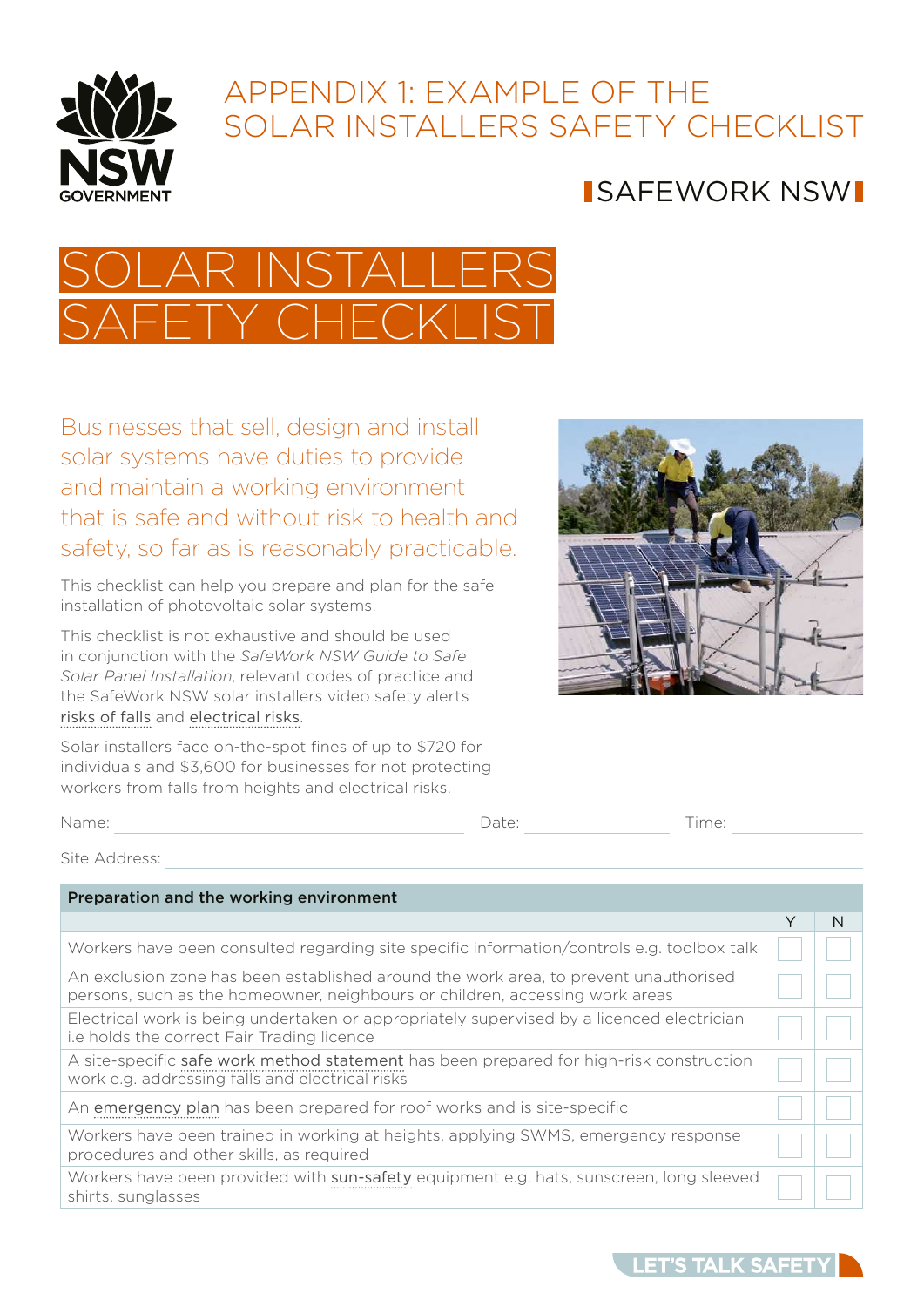# APPENDIX 1: EXAMPLE OF THE SOLAR INSTALLERS SAFETY CHECKLIST

SAFEWORK NSW

# SOLAR INSTALLERS SAFETY CHECKLIST

Businesses that sell, design and install solar systems have duties to provide and maintain a working environment that is safe and without risk to health and safety, so far as is reasonably practicable.

This checklist can help you prepare and plan for the safe installation of photovoltaic solar systems.

This checklist is not exhaustive and should be used in conjunction with the *SafeWork NSW Guide to Safe Solar Panel Installation*, relevant codes of practice and the SafeWork NSW solar installers video safety alerts risks of falls and electrical risks.

Solar installers face on-the-spot fines of up to $720 for individuals and $3,600 for businesses for not protecting workers from falls from heights and electrical risks.

Name: \_\_\_\_\_\_\_\_\_\_ Date: \_\_\_\_\_\_\_\_\_\_ Time: \_\_\_\_\_\_\_\_\_\_

Site Address: \_\_\_\_\_\_\_\_\_\_

| Preparation and the working environment | Y | N |
|---|---|---|
| Workers have been consulted regarding site specific information/controls e.g. toolbox talk | ☐ | ☐ |
| An exclusion zone has been established around the work area, to prevent unauthorised persons, such as the homeowner, neighbours or children, accessing work areas | ☐ | ☐ |
| Electrical work is being undertaken or appropriately supervised by a licenced electrician i.e holds the correct Fair Trading licence | ☐ | ☐ |
| A site-specific safe work method statement has been prepared for high-risk construction work e.g. addressing falls and electrical risks | ☐ | ☐ |
| An emergency plan has been prepared for roof works and is site-specific | ☐ | ☐ |
| Workers have been trained in working at heights, applying SWMS, emergency response procedures and other skills, as required | ☐ | ☐ |
| Workers have been provided with sun-safety equipment e.g. hats, sunscreen, long sleeved shirts, sunglasses | ☐ | ☐ |

LET'S TALK SAFETY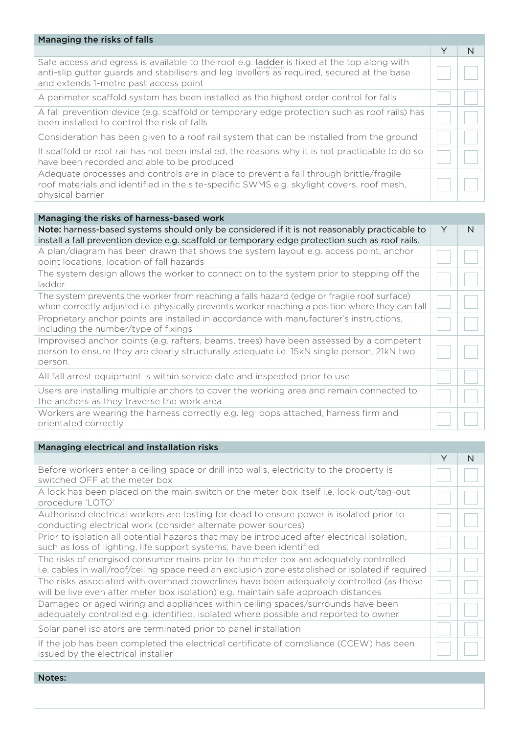| Managing the risks of falls | | |
|---|---|---|
| | Y | N |
| Safe access and egress is available to the roof e.g. ladder is fixed at the top along with anti-slip gutter guards and stabilisers and leg levellers as required, secured at the base and extends 1-metre past access point | | |
| A perimeter scaffold system has been installed as the highest order control for falls | | |
| A fall prevention device (e.g. scaffold or temporary edge protection such as roof rails) has been installed to control the risk of falls | | |
| Consideration has been given to a roof rail system that can be installed from the ground | | |
| If scaffold or roof rail has not been installed, the reasons why it is not practicable to do so have been recorded and able to be produced | | |
| Adequate processes and controls are in place to prevent a fall through brittle/fragile roof materials and identified in the site-specific SWMS e.g. skylight covers, roof mesh, physical barrier | | |

| Managing the risks of harness-based work | | |
|---|---|---|
| **Note:** harness-based systems should only be considered if it is not reasonably practicable to install a fall prevention device e.g. scaffold or temporary edge protection such as roof rails. | Y | N |
| A plan/diagram has been drawn that shows the system layout e.g. access point, anchor point locations, location of fall hazards | | |
| The system design allows the worker to connect on to the system prior to stepping off the ladder | | |
| The system prevents the worker from reaching a falls hazard (edge or fragile roof surface) when correctly adjusted i.e. physically prevents worker reaching a position where they can fall | | |
| Proprietary anchor points are installed in accordance with manufacturer's instructions, including the number/type of fixings | | |
| Improvised anchor points (e.g. rafters, beams, trees) have been assessed by a competent person to ensure they are clearly structurally adequate i.e. 15kN single person, 21kN two person. | | |
| All fall arrest equipment is within service date and inspected prior to use | | |
| Users are installing multiple anchors to cover the working area and remain connected to the anchors as they traverse the work area | | |
| Workers are wearing the harness correctly e.g. leg loops attached, harness firm and orientated correctly | | |

| Managing electrical and installation risks | | |
|---|---|---|
| | Y | N |
| Before workers enter a ceiling space or drill into walls, electricity to the property is switched OFF at the meter box | | |
| A lock has been placed on the main switch or the meter box itself i.e. lock-out/tag-out procedure 'LOTO' | | |
| Authorised electrical workers are testing for dead to ensure power is isolated prior to conducting electrical work (consider alternate power sources) | | |
| Prior to isolation all potential hazards that may be introduced after electrical isolation, such as loss of lighting, life support systems, have been identified | | |
| The risks of energised consumer mains prior to the meter box are adequately controlled i.e. cables in wall/roof/ceiling space need an exclusion zone established or isolated if required | | |
| The risks associated with overhead powerlines have been adequately controlled (as these will be live even after meter box isolation) e.g. maintain safe approach distances | | |
| Damaged or aged wiring and appliances within ceiling spaces/surrounds have been adequately controlled e.g. identified, isolated where possible and reported to owner | | |
| Solar panel isolators are terminated prior to panel installation | | |
| If the job has been completed the electrical certificate of compliance (CCEW) has been issued by the electrical installer | | |

**Notes:**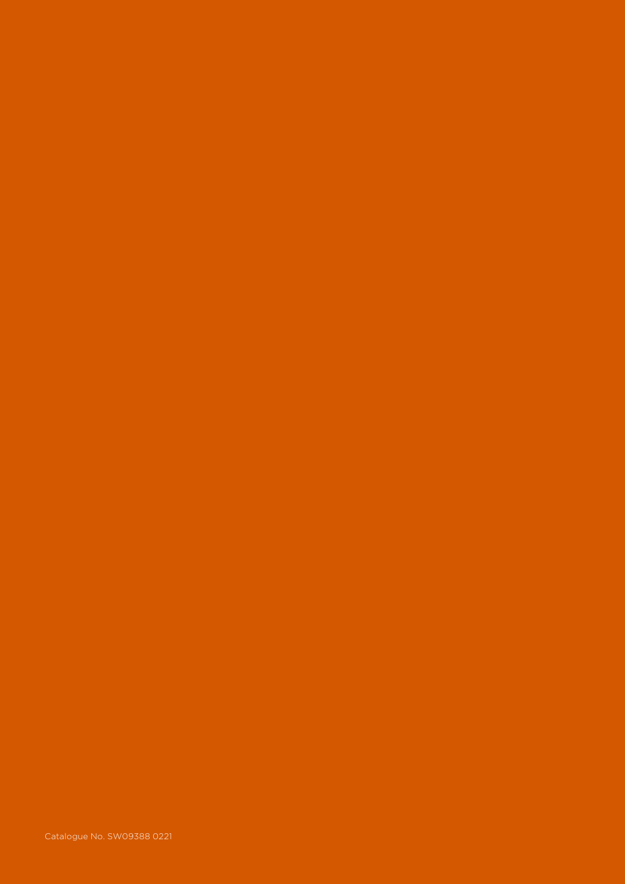Catalogue No. SW09388 0221